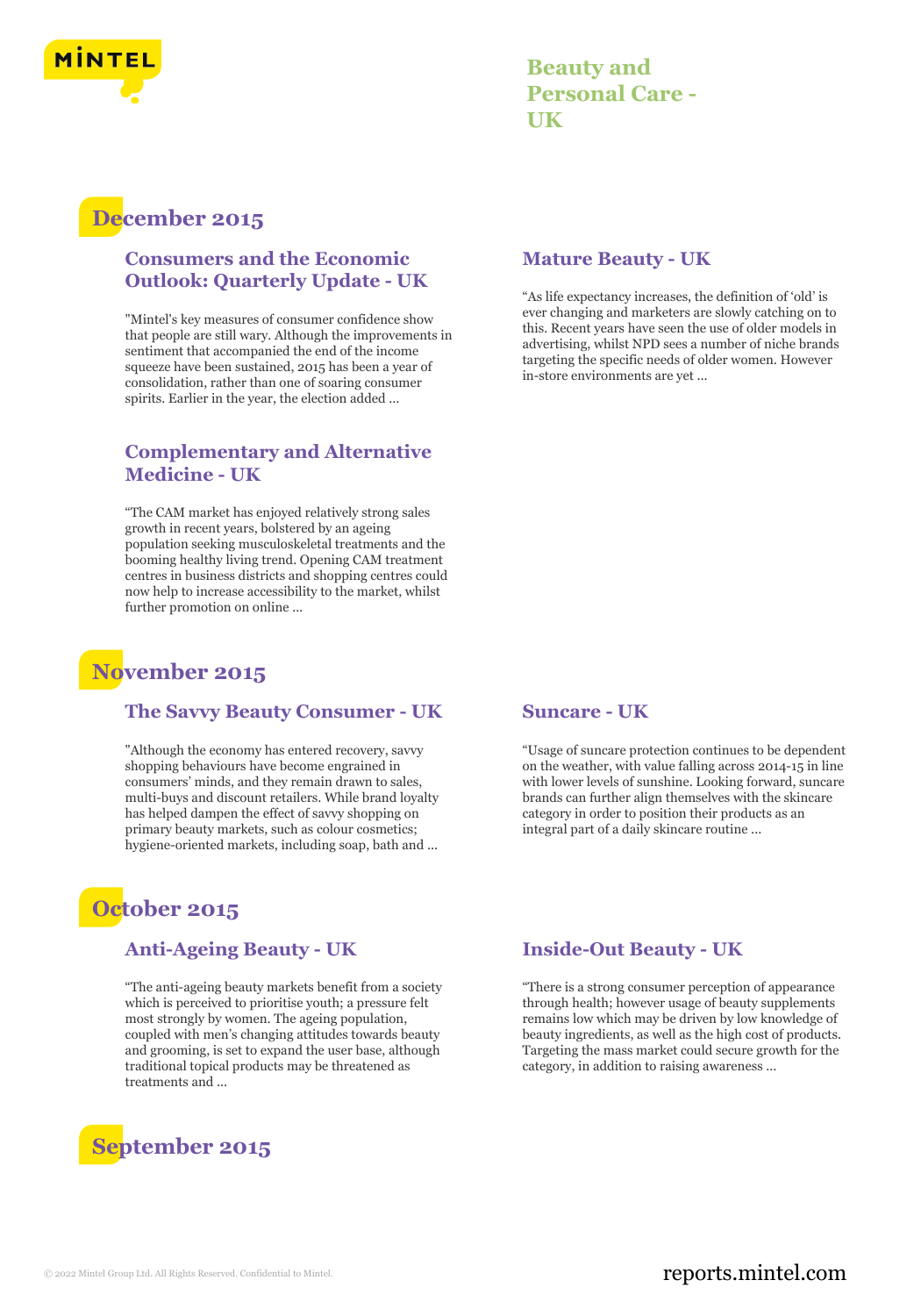# Beauty and Personal Care - UK

## December 2015

### Consumers and the Economic Outlook: Quarterly Update - UK

"Mintel's key measures of consumer confidence show that people are still wary. Although the improvements in sentiment that accompanied the end of the income squeeze have been sustained, 2015 has been a year of consolidation, rather than one of soaring consumer spirits. Earlier in the year, the election added ...

### Complementary and Alternative Medicine - UK

"The CAM market has enjoyed relatively strong sales growth in recent years, bolstered by an ageing population seeking musculoskeletal treatments and the booming healthy living trend. Opening CAM treatment centres in business districts and shopping centres could now help to increase accessibility to the market, whilst further promotion on online ...

### Mature Beauty - UK

"As life expectancy increases, the definition of 'old' is ever changing and marketers are slowly catching on to this. Recent years have seen the use of older models in advertising, whilst NPD sees a number of niche brands targeting the specific needs of older women. However in-store environments are yet ...

## November 2015

### The Savvy Beauty Consumer - UK

"Although the economy has entered recovery, savvy shopping behaviours have become engrained in consumers' minds, and they remain drawn to sales, multi-buys and discount retailers. While brand loyalty has helped dampen the effect of savvy shopping on primary beauty markets, such as colour cosmetics; hygiene-oriented markets, including soap, bath and ...

### Suncare - UK

"Usage of suncare protection continues to be dependent on the weather, with value falling across 2014-15 in line with lower levels of sunshine. Looking forward, suncare brands can further align themselves with the skincare category in order to position their products as an integral part of a daily skincare routine ...

## October 2015

### Anti-Ageing Beauty - UK

"The anti-ageing beauty markets benefit from a society which is perceived to prioritise youth; a pressure felt most strongly by women. The ageing population, coupled with men's changing attitudes towards beauty and grooming, is set to expand the user base, although traditional topical products may be threatened as treatments and ...

### Inside-Out Beauty - UK

"There is a strong consumer perception of appearance through health; however usage of beauty supplements remains low which may be driven by low knowledge of beauty ingredients, as well as the high cost of products. Targeting the mass market could secure growth for the category, in addition to raising awareness ...

## September 2015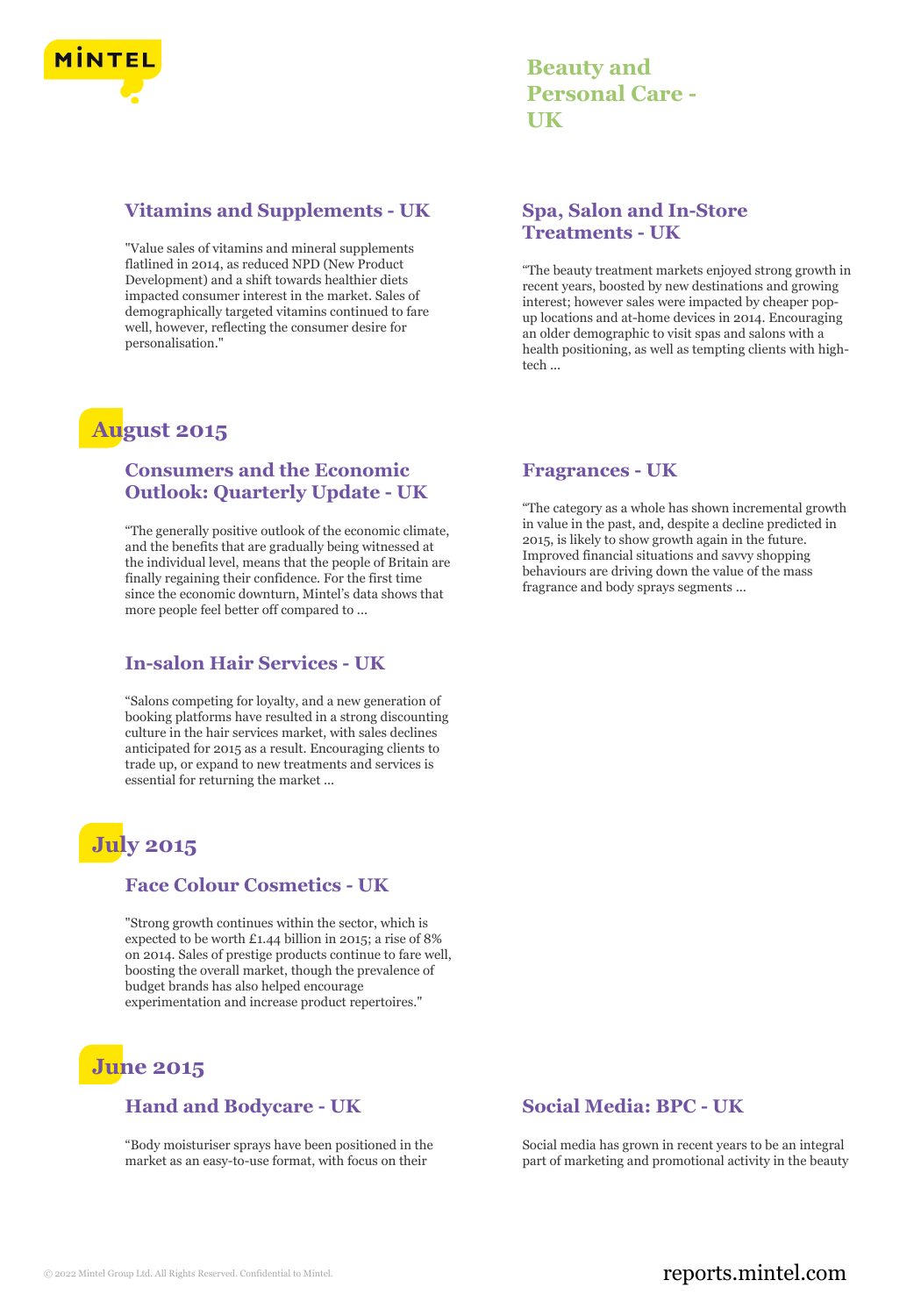### Vitamins and Supplements - UK

"Value sales of vitamins and mineral supplements flatlined in 2014, as reduced NPD (New Product Development) and a shift towards healthier diets impacted consumer interest in the market. Sales of demographically targeted vitamins continued to fare well, however, reflecting the consumer desire for personalisation."

### Spa, Salon and In-Store Treatments - UK

“The beauty treatment markets enjoyed strong growth in recent years, boosted by new destinations and growing interest; however sales were impacted by cheaper pop-up locations and at-home devices in 2014. Encouraging an older demographic to visit spas and salons with a health positioning, as well as tempting clients with high-tech ...

## August 2015

### Consumers and the Economic Outlook: Quarterly Update - UK

“The generally positive outlook of the economic climate, and the benefits that are gradually being witnessed at the individual level, means that the people of Britain are finally regaining their confidence. For the first time since the economic downturn, Mintel’s data shows that more people feel better off compared to ...

### Fragrances - UK

“The category as a whole has shown incremental growth in value in the past, and, despite a decline predicted in 2015, is likely to show growth again in the future. Improved financial situations and savvy shopping behaviours are driving down the value of the mass fragrance and body sprays segments ...

### In-salon Hair Services - UK

“Salons competing for loyalty, and a new generation of booking platforms have resulted in a strong discounting culture in the hair services market, with sales declines anticipated for 2015 as a result. Encouraging clients to trade up, or expand to new treatments and services is essential for returning the market ...

## July 2015

### Face Colour Cosmetics - UK

"Strong growth continues within the sector, which is expected to be worth £1.44 billion in 2015; a rise of 8% on 2014. Sales of prestige products continue to fare well, boosting the overall market, though the prevalence of budget brands has also helped encourage experimentation and increase product repertoires."

## June 2015

### Hand and Bodycare - UK

“Body moisturiser sprays have been positioned in the market as an easy-to-use format, with focus on their

### Social Media: BPC - UK

Social media has grown in recent years to be an integral part of marketing and promotional activity in the beauty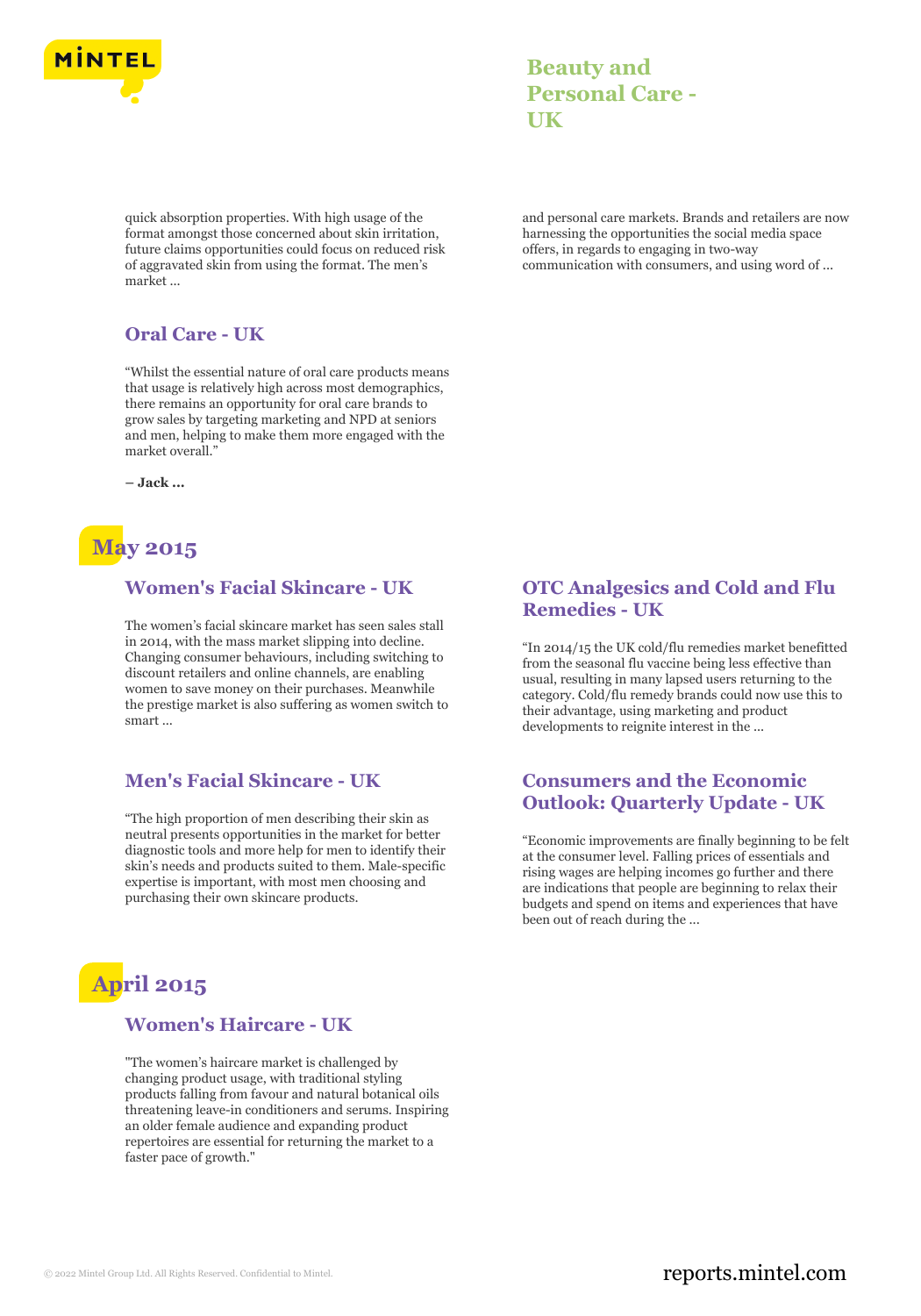quick absorption properties. With high usage of the format amongst those concerned about skin irritation, future claims opportunities could focus on reduced risk of aggravated skin from using the format. The men's market ...

and personal care markets. Brands and retailers are now harnessing the opportunities the social media space offers, in regards to engaging in two-way communication with consumers, and using word of ...

### Oral Care - UK

"Whilst the essential nature of oral care products means that usage is relatively high across most demographics, there remains an opportunity for oral care brands to grow sales by targeting marketing and NPD at seniors and men, helping to make them more engaged with the market overall."

**– Jack ...**

## May 2015

### Women's Facial Skincare - UK

The women's facial skincare market has seen sales stall in 2014, with the mass market slipping into decline. Changing consumer behaviours, including switching to discount retailers and online channels, are enabling women to save money on their purchases. Meanwhile the prestige market is also suffering as women switch to smart ...

### Men's Facial Skincare - UK

"The high proportion of men describing their skin as neutral presents opportunities in the market for better diagnostic tools and more help for men to identify their skin's needs and products suited to them. Male-specific expertise is important, with most men choosing and purchasing their own skincare products.

### OTC Analgesics and Cold and Flu Remedies - UK

"In 2014/15 the UK cold/flu remedies market benefitted from the seasonal flu vaccine being less effective than usual, resulting in many lapsed users returning to the category. Cold/flu remedy brands could now use this to their advantage, using marketing and product developments to reignite interest in the ...

### Consumers and the Economic Outlook: Quarterly Update - UK

"Economic improvements are finally beginning to be felt at the consumer level. Falling prices of essentials and rising wages are helping incomes go further and there are indications that people are beginning to relax their budgets and spend on items and experiences that have been out of reach during the ...

## April 2015

### Women's Haircare - UK

"The women's haircare market is challenged by changing product usage, with traditional styling products falling from favour and natural botanical oils threatening leave-in conditioners and serums. Inspiring an older female audience and expanding product repertoires are essential for returning the market to a faster pace of growth."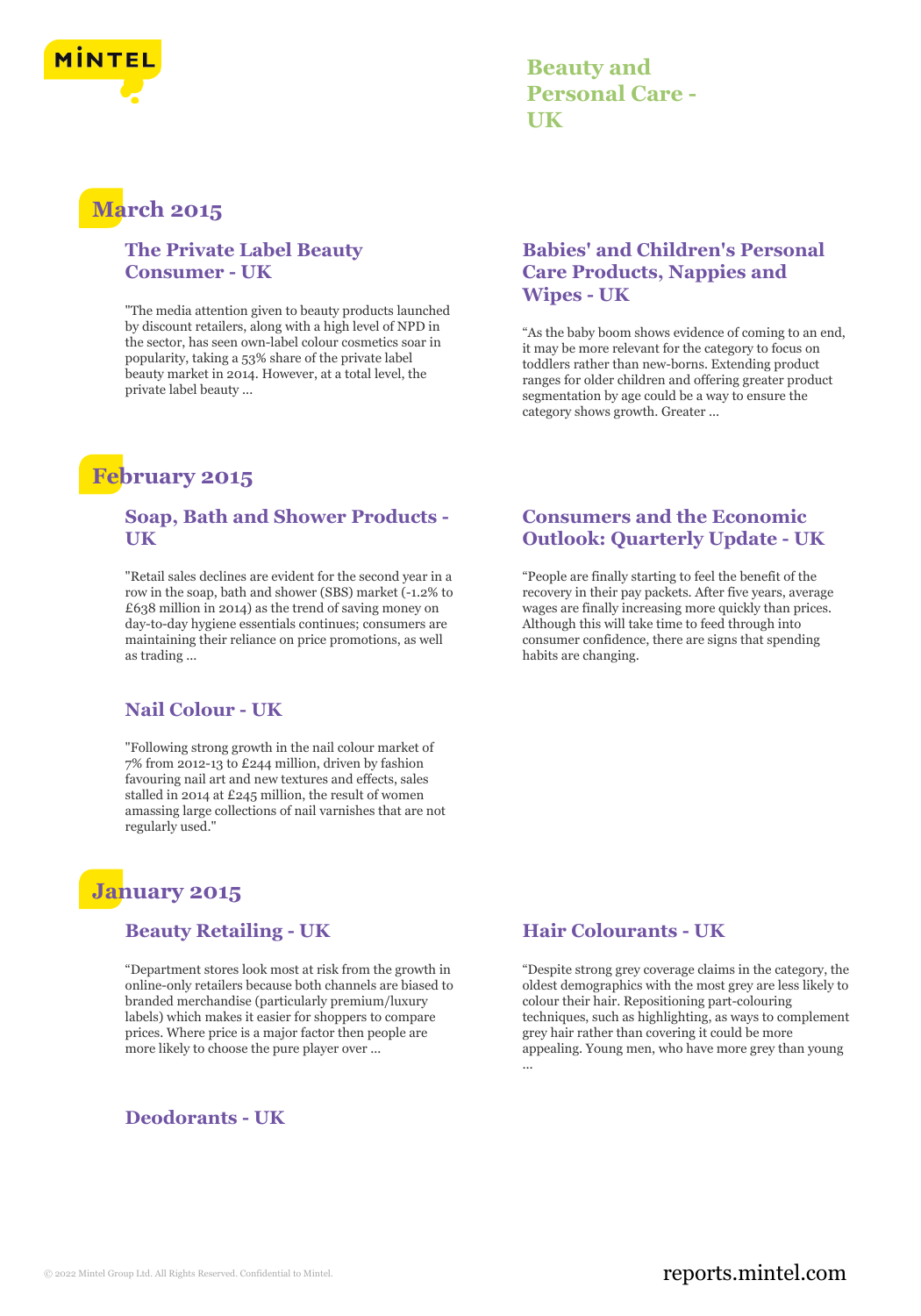## March 2015

### The Private Label Beauty Consumer - UK

"The media attention given to beauty products launched by discount retailers, along with a high level of NPD in the sector, has seen own-label colour cosmetics soar in popularity, taking a 53% share of the private label beauty market in 2014. However, at a total level, the private label beauty ...

### Babies' and Children's Personal Care Products, Nappies and Wipes - UK

"As the baby boom shows evidence of coming to an end, it may be more relevant for the category to focus on toddlers rather than new-borns. Extending product ranges for older children and offering greater product segmentation by age could be a way to ensure the category shows growth. Greater ...

## February 2015

### Soap, Bath and Shower Products - UK

"Retail sales declines are evident for the second year in a row in the soap, bath and shower (SBS) market (-1.2% to £638 million in 2014) as the trend of saving money on day-to-day hygiene essentials continues; consumers are maintaining their reliance on price promotions, as well as trading ...

### Consumers and the Economic Outlook: Quarterly Update - UK

"People are finally starting to feel the benefit of the recovery in their pay packets. After five years, average wages are finally increasing more quickly than prices. Although this will take time to feed through into consumer confidence, there are signs that spending habits are changing.

### Nail Colour - UK

"Following strong growth in the nail colour market of 7% from 2012-13 to £244 million, driven by fashion favouring nail art and new textures and effects, sales stalled in 2014 at £245 million, the result of women amassing large collections of nail varnishes that are not regularly used."

## January 2015

### Beauty Retailing - UK

"Department stores look most at risk from the growth in online-only retailers because both channels are biased to branded merchandise (particularly premium/luxury labels) which makes it easier for shoppers to compare prices. Where price is a major factor then people are more likely to choose the pure player over ...

### Hair Colourants - UK

"Despite strong grey coverage claims in the category, the oldest demographics with the most grey are less likely to colour their hair. Repositioning part-colouring techniques, such as highlighting, as ways to complement grey hair rather than covering it could be more appealing. Young men, who have more grey than young ...

### Deodorants - UK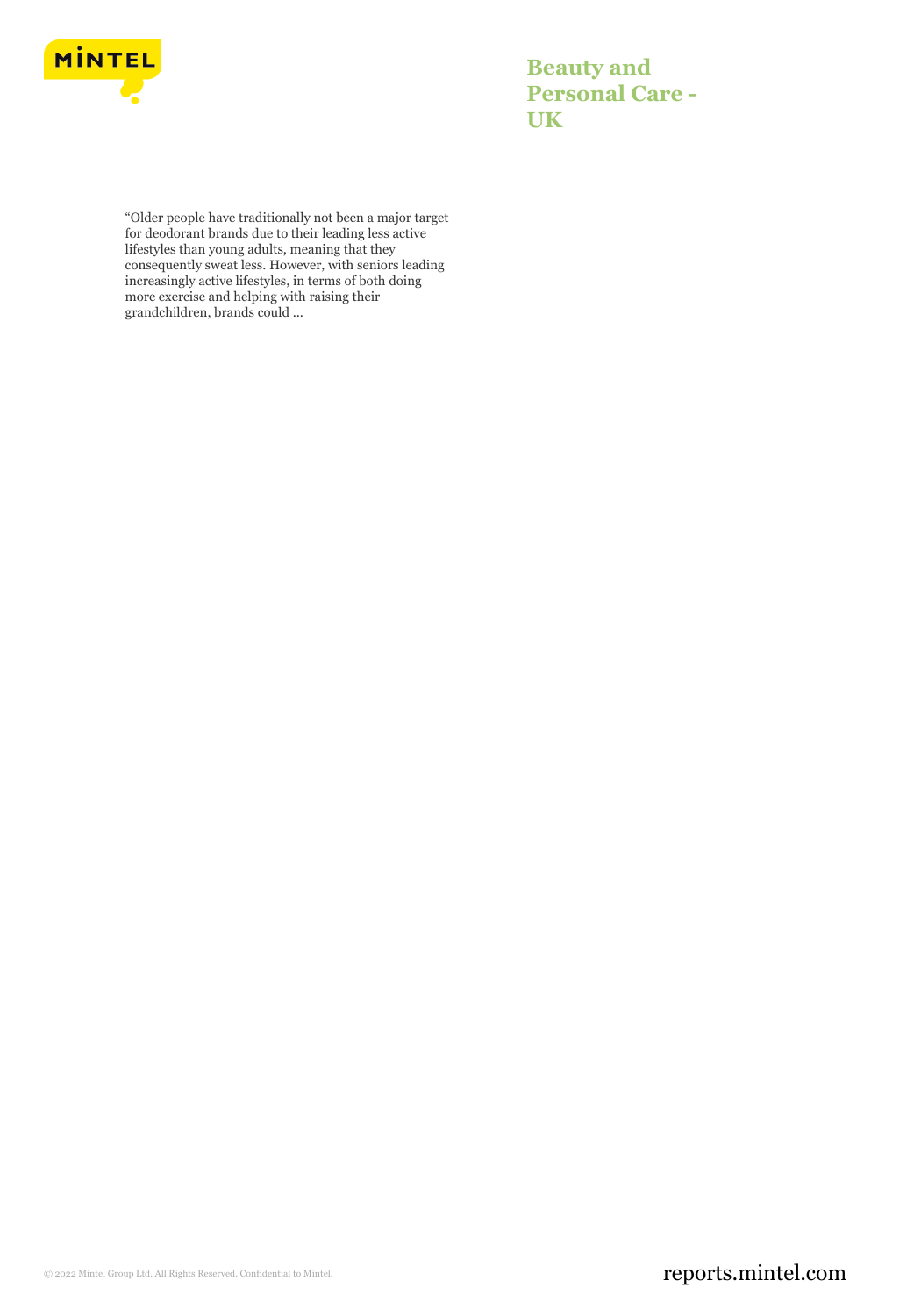# Beauty and Personal Care - UK

"Older people have traditionally not been a major target for deodorant brands due to their leading less active lifestyles than young adults, meaning that they consequently sweat less. However, with seniors leading increasingly active lifestyles, in terms of both doing more exercise and helping with raising their grandchildren, brands could ...